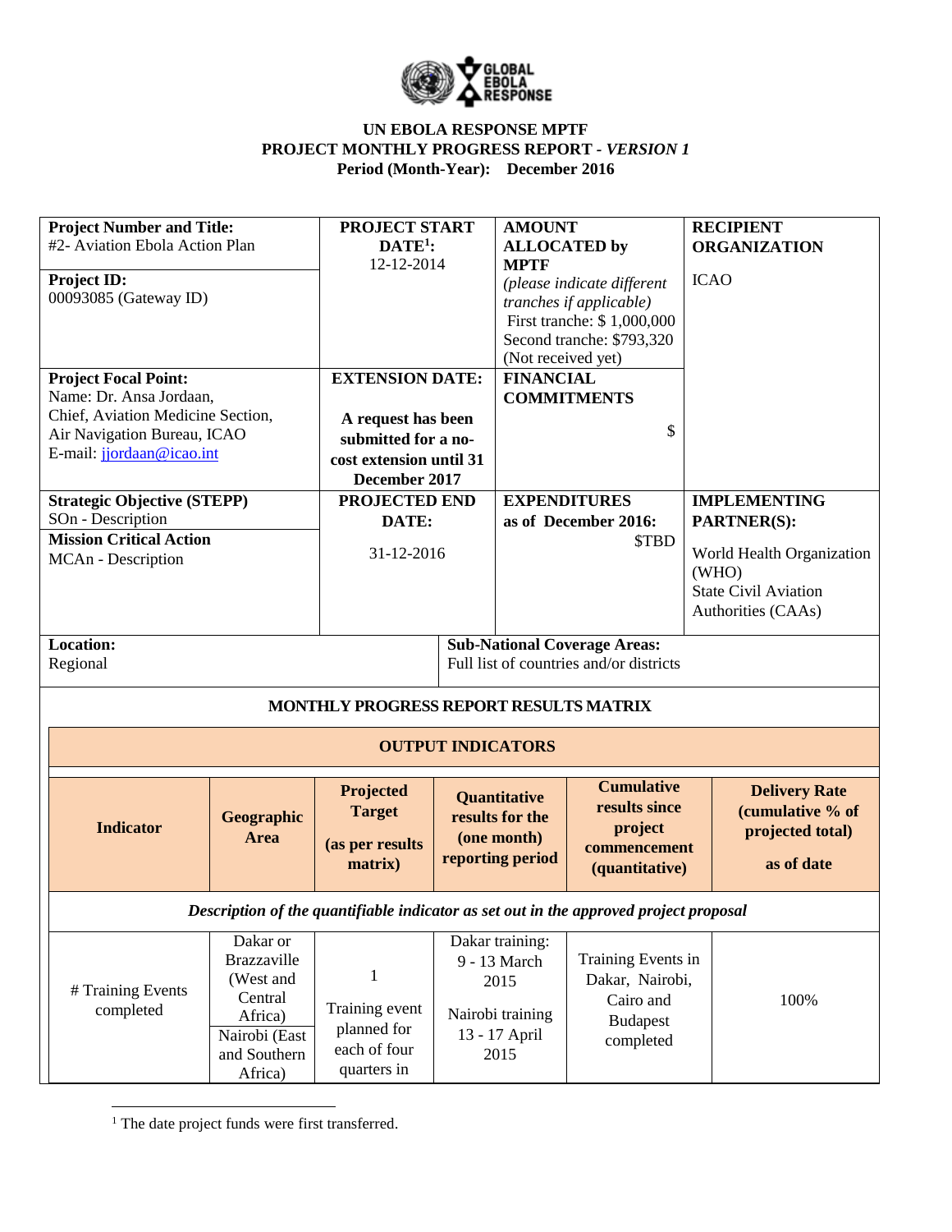**UN EBOLA RESPONSE MPTF**
**PROJECT MONTHLY PROGRESS REPORT -** ***VERSION 1***
**Period (Month-Year): December 2016**

| **Project Number and Title:** #2- Aviation Ebola Action Plan<br><br>**Project ID:** 00093085 (Gateway ID) | **PROJECT START DATE[1]:** 12-12-2014 | **AMOUNT ALLOCATED by MPTF** *(please indicate different tranches if applicable)* First tranche: $ 1,000,000 Second tranche: $793,320 (Not received yet) | **RECIPIENT ORGANIZATION** ICAO |
|---|---|---|---|
| **Project Focal Point:** Name: Dr. Ansa Jordaan, Chief, Aviation Medicine Section, Air Navigation Bureau, ICAO E-mail: jjordaan@icao.int | **EXTENSION DATE:** **A request has been submitted for a no-cost extension until 31 December 2017** | **FINANCIAL COMMITMENTS** $ | |
| **Strategic Objective (STEPP)** SOn - Description<br>**Mission Critical Action** MCAn - Description | **PROJECTED END DATE:** 31-12-2016 | **EXPENDITURES as of December 2016:** $TBD | **IMPLEMENTING PARTNER(S):** World Health Organization (WHO) State Civil Aviation Authorities (CAAs) |
| **Location:** Regional | **Sub-National Coverage Areas:** Full list of countries and/or districts | | |

**MONTHLY PROGRESS REPORT RESULTS MATRIX**

| **OUTPUT INDICATORS** | | | | | |
|---|---|---|---|---|---|
| **Indicator** | **Geographic Area** | **Projected Target (as per results matrix)** | **Quantitative results for the (one month) reporting period** | **Cumulative results since project commencement (quantitative)** | **Delivery Rate (cumulative % of projected total) as of date** |
| ***Description of the quantifiable indicator as set out in the approved project proposal*** | | | | | |
| # Training Events completed | Dakar or Brazzaville (West and Central Africa) Nairobi (East and Southern Africa) | 1 Training event planned for each of four quarters in | Dakar training: 9 - 13 March 2015 Nairobi training 13 - 17 April 2015 | Training Events in Dakar, Nairobi, Cairo and Budapest completed | 100% |

[1] The date project funds were first transferred.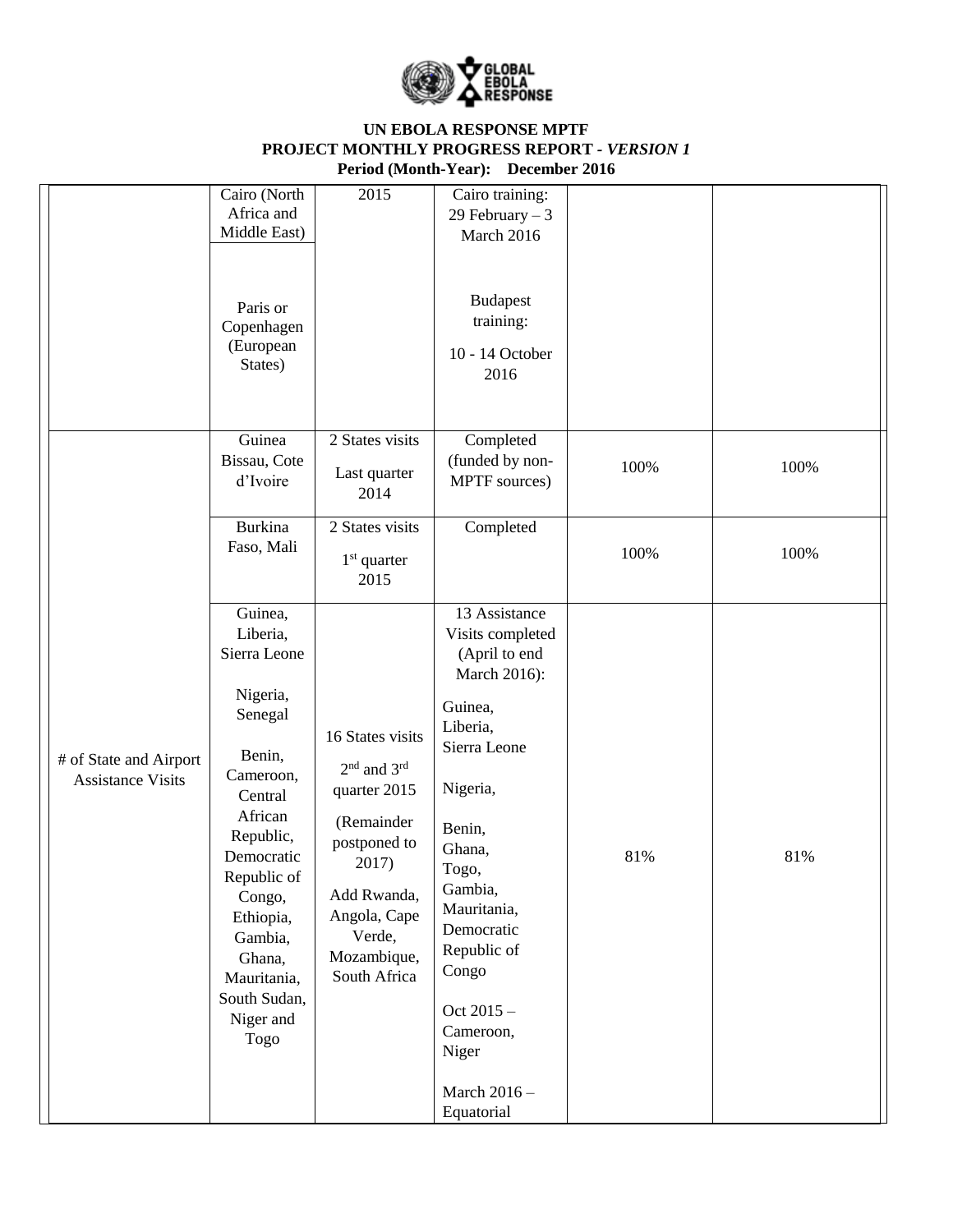**UN EBOLA RESPONSE MPTF**
**PROJECT MONTHLY PROGRESS REPORT - *VERSION 1***
**Period (Month-Year): December 2016**

| | | | | | |
|---|---|---|---|---|---|
| | Cairo (North Africa and Middle East)<br><br>Paris or Copenhagen (European States) | 2015 | Cairo training: 29 February – 3 March 2016<br><br>Budapest training: 10 - 14 October 2016 | | |
| # of State and Airport Assistance Visits | Guinea Bissau, Cote d'Ivoire | 2 States visits<br>Last quarter 2014 | Completed (funded by non-MPTF sources) | 100% | 100% |
| | Burkina Faso, Mali | 2 States visits<br>1st quarter 2015 | Completed | 100% | 100% |
| | Guinea, Liberia, Sierra Leone<br><br>Nigeria, Senegal<br><br>Benin, Cameroon, Central African Republic, Democratic Republic of Congo, Ethiopia, Gambia, Ghana, Mauritania, South Sudan, Niger and Togo | 16 States visits<br>2nd and 3rd quarter 2015<br>(Remainder postponed to 2017)<br>Add Rwanda, Angola, Cape Verde, Mozambique, South Africa | 13 Assistance Visits completed (April to end March 2016):<br>Guinea, Liberia, Sierra Leone<br><br>Nigeria,<br><br>Benin, Ghana, Togo, Gambia, Mauritania, Democratic Republic of Congo<br><br>Oct 2015 – Cameroon, Niger<br><br>March 2016 – Equatorial | 81% | 81% |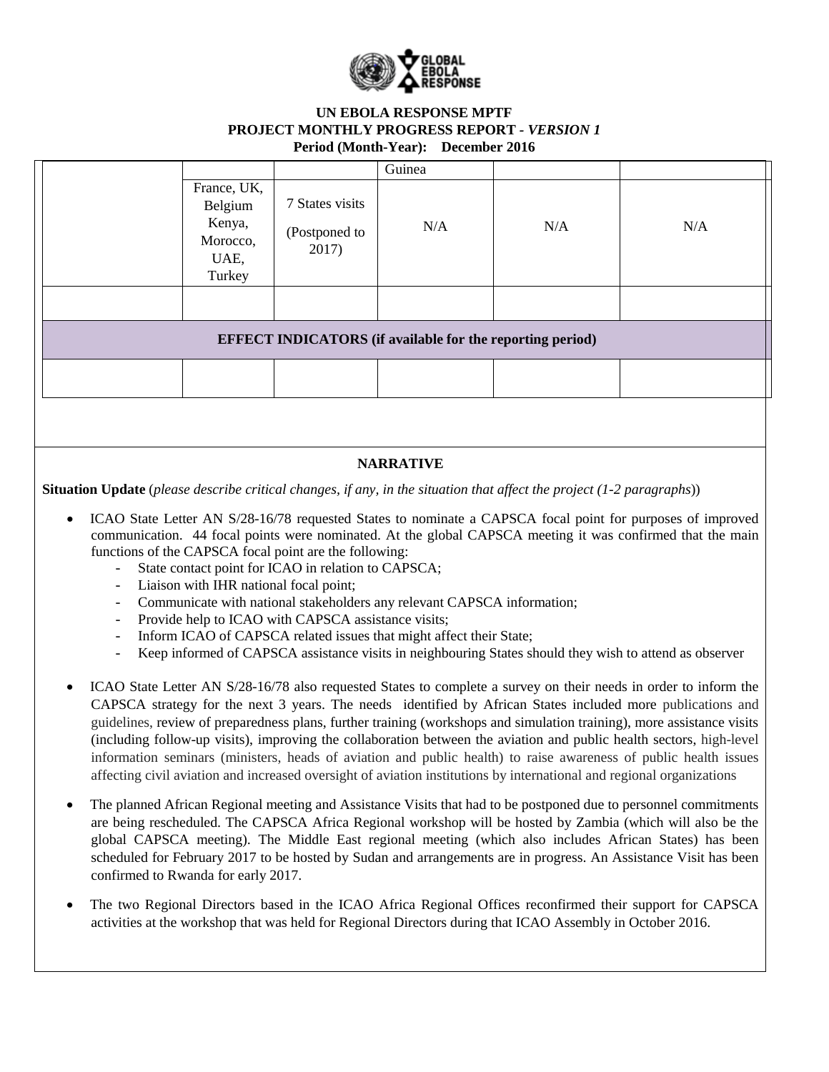**UN EBOLA RESPONSE MPTF**
**PROJECT MONTHLY PROGRESS REPORT - *VERSION 1***
**Period (Month-Year): December 2016**

| | | | | | |
|---|---|---|---|---|---|
| | | | Guinea | | |
| | France, UK, Belgium Kenya, Morocco, UAE, Turkey | 7 States visits (Postponed to 2017) | N/A | N/A | N/A |
| | | | | | |
| **EFFECT INDICATORS (if available for the reporting period)** | | | | | |
| | | | | | |

## NARRATIVE

**Situation Update** (*please describe critical changes, if any, in the situation that affect the project (1-2 paragraphs)*)

- ICAO State Letter AN S/28-16/78 requested States to nominate a CAPSCA focal point for purposes of improved communication. 44 focal points were nominated. At the global CAPSCA meeting it was confirmed that the main functions of the CAPSCA focal point are the following:
    - State contact point for ICAO in relation to CAPSCA;
    - Liaison with IHR national focal point;
    - Communicate with national stakeholders any relevant CAPSCA information;
    - Provide help to ICAO with CAPSCA assistance visits;
    - Inform ICAO of CAPSCA related issues that might affect their State;
    - Keep informed of CAPSCA assistance visits in neighbouring States should they wish to attend as observer

- ICAO State Letter AN S/28-16/78 also requested States to complete a survey on their needs in order to inform the CAPSCA strategy for the next 3 years. The needs identified by African States included more publications and guidelines, review of preparedness plans, further training (workshops and simulation training), more assistance visits (including follow-up visits), improving the collaboration between the aviation and public health sectors, high-level information seminars (ministers, heads of aviation and public health) to raise awareness of public health issues affecting civil aviation and increased oversight of aviation institutions by international and regional organizations

- The planned African Regional meeting and Assistance Visits that had to be postponed due to personnel commitments are being rescheduled. The CAPSCA Africa Regional workshop will be hosted by Zambia (which will also be the global CAPSCA meeting). The Middle East regional meeting (which also includes African States) has been scheduled for February 2017 to be hosted by Sudan and arrangements are in progress. An Assistance Visit has been confirmed to Rwanda for early 2017.

- The two Regional Directors based in the ICAO Africa Regional Offices reconfirmed their support for CAPSCA activities at the workshop that was held for Regional Directors during that ICAO Assembly in October 2016.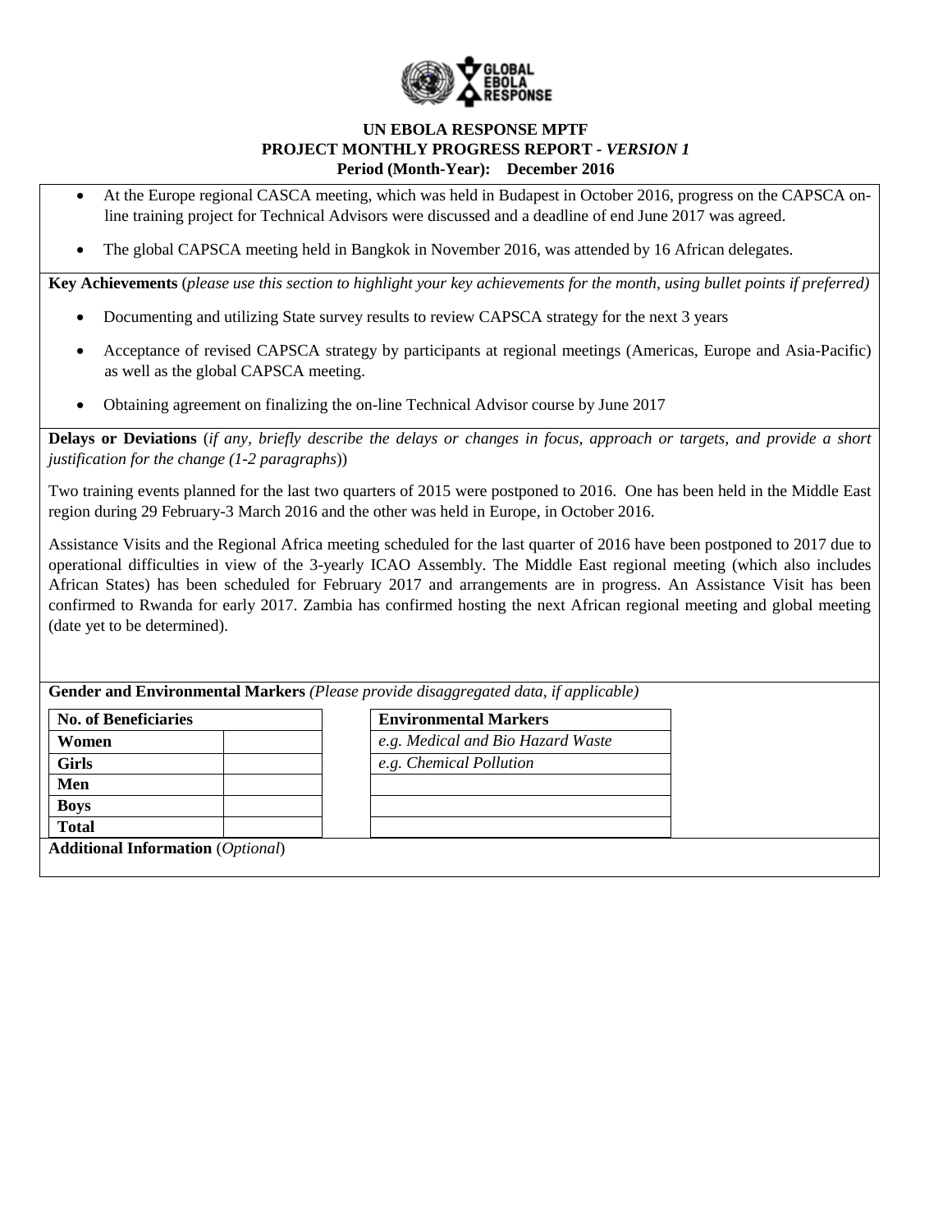**UN EBOLA RESPONSE MPTF**
**PROJECT MONTHLY PROGRESS REPORT - *VERSION 1***
**Period (Month-Year): December 2016**

- At the Europe regional CASCA meeting, which was held in Budapest in October 2016, progress on the CAPSCA on-line training project for Technical Advisors were discussed and a deadline of end June 2017 was agreed.
- The global CAPSCA meeting held in Bangkok in November 2016, was attended by 16 African delegates.

**Key Achievements** (*please use this section to highlight your key achievements for the month, using bullet points if preferred)*

- Documenting and utilizing State survey results to review CAPSCA strategy for the next 3 years
- Acceptance of revised CAPSCA strategy by participants at regional meetings (Americas, Europe and Asia-Pacific) as well as the global CAPSCA meeting.
- Obtaining agreement on finalizing the on-line Technical Advisor course by June 2017

**Delays or Deviations** (*if any, briefly describe the delays or changes in focus, approach or targets, and provide a short justification for the change (1-2 paragraphs*))

Two training events planned for the last two quarters of 2015 were postponed to 2016. One has been held in the Middle East region during 29 February-3 March 2016 and the other was held in Europe, in October 2016.

Assistance Visits and the Regional Africa meeting scheduled for the last quarter of 2016 have been postponed to 2017 due to operational difficulties in view of the 3-yearly ICAO Assembly. The Middle East regional meeting (which also includes African States) has been scheduled for February 2017 and arrangements are in progress. An Assistance Visit has been confirmed to Rwanda for early 2017. Zambia has confirmed hosting the next African regional meeting and global meeting (date yet to be determined).

**Gender and Environmental Markers** *(Please provide disaggregated data, if applicable)*

| No. of Beneficiaries | |
|---|---|
| Women | |
| Girls | |
| Men | |
| Boys | |
| Total | |

| Environmental Markers |
|---|
| *e.g. Medical and Bio Hazard Waste* |
| *e.g. Chemical Pollution* |
| |
| |
| |

**Additional Information** (*Optional*)